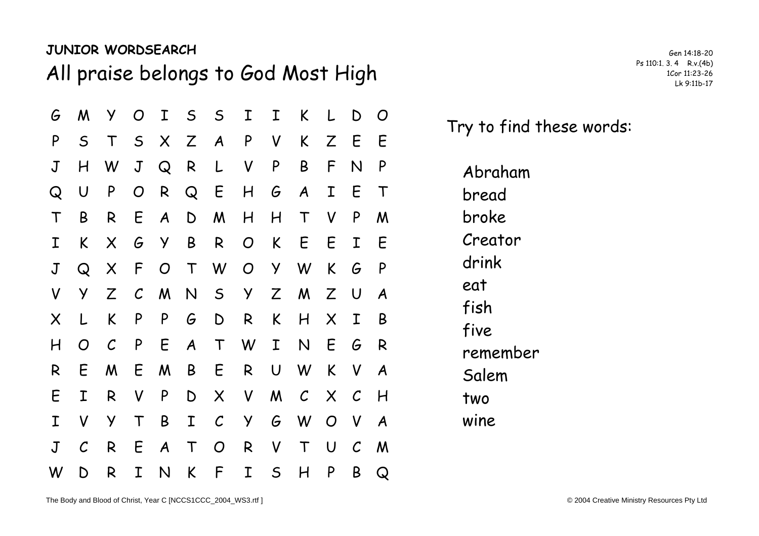**JUNIOR WORDSEARCH**

# All praise belongs to God Most High

Gen 14:18-20
Ps 110:1. 3. 4 R.v.(4b)
1Cor 11:23-26
Lk 9:11b-17

```
G M Y O I S S I I K L D O
P S T S X Z A P V K Z E E
J H W J Q R L V P B F N P
Q U P O R Q E H G A I E T
T B R E A D M H H T V P M
I K X G Y B R O K E E I E
J Q X F O T W O Y W K G P
V Y Z C M N S Y Z M Z U A
X L K P P G D R K H X I B
H O C P E A T W I N E G R
R E M E M B E R U W K V A
E I R V P D X V M C X C H
I V Y T B I C Y G W O V A
J C R E A T O R V T U C M
W D R I N K F I S H P B Q
```

Try to find these words:

- Abraham
- bread
- broke
- Creator
- drink
- eat
- fish
- five
- remember
- Salem
- two
- wine

The Body and Blood of Christ, Year C [NCCS1CCC_2004_WS3.rtf ]

© 2004 Creative Ministry Resources Pty Ltd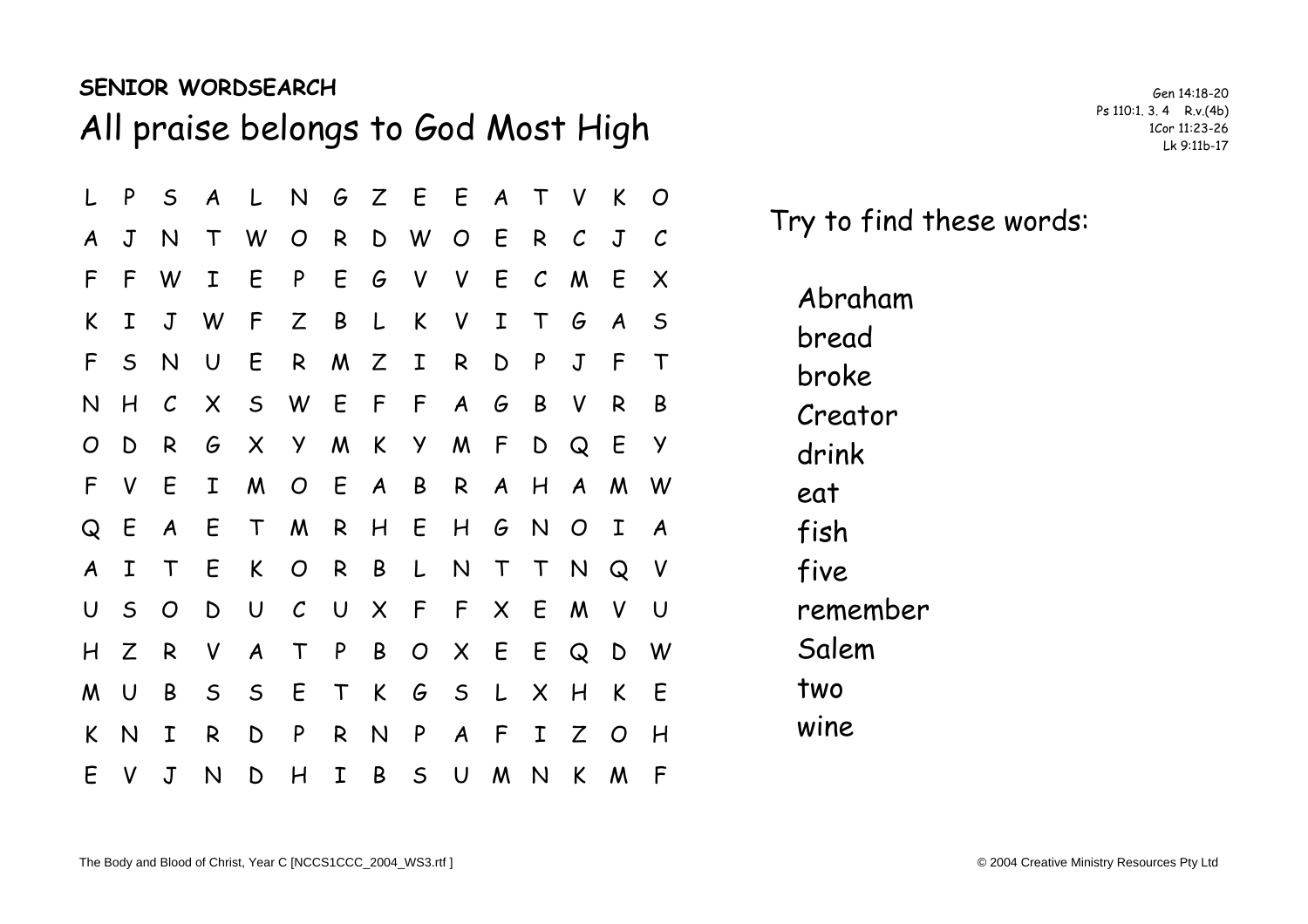**SENIOR WORDSEARCH**

# All praise belongs to God Most High

Gen 14:18-20
Ps 110:1, 3, 4 R.v.(4b)
1Cor 11:23-26
Lk 9:11b-17

```
L P S A L N G Z E E A T V K O
A J N T W O R D W O E R C J C
F F W I E P E G V V E C M E X
K I J W F Z B L K V I T G A S
F S N U E R M Z I R D P J F T
N H C X S W E F F A G B V R B
O D R G X Y M K Y M F D Q E Y
F V E I M O E A B R A H A M W
Q E A E T M R H E H G N O I A
A I T E K O R B L N T T N Q V
U S O D U C U X F F X E M V U
H Z R V A T P B O X E E Q D W
M U B S S E T K G S L X H K E
K N I R D P R N P A F I Z O H
E V J N D H I B S U M N K M F
```

Try to find these words:

- Abraham
- bread
- broke
- Creator
- drink
- eat
- fish
- five
- remember
- Salem
- two
- wine

The Body and Blood of Christ, Year C [NCCS1CCC_2004_WS3.rtf ]

© 2004 Creative Ministry Resources Pty Ltd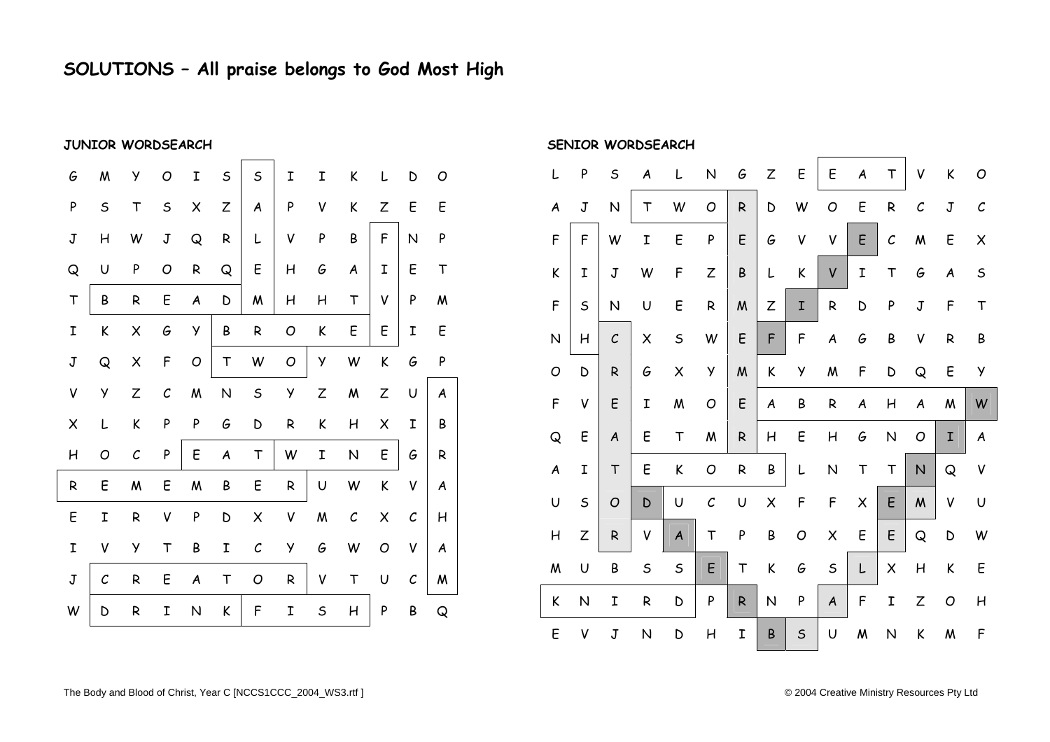## SOLUTIONS – All praise belongs to God Most High

### JUNIOR WORDSEARCH

| | | | | | | | | | | | | |
|---|---|---|---|---|---|---|---|---|---|---|---|---|
| G | M | Y | O | I | S | S | I | I | K | L | D | O |
| P | S | T | S | X | Z | A | P | V | K | Z | E | E |
| J | H | W | J | Q | R | L | V | P | B | F | N | P |
| Q | U | P | O | R | Q | E | H | G | A | I | E | T |
| T | B | R | E | A | D | M | H | H | T | V | P | M |
| I | K | X | G | Y | B | R | O | K | E | E | I | E |
| J | Q | X | F | O | T | W | O | Y | W | K | G | P |
| V | Y | Z | C | M | N | S | Y | Z | M | Z | U | A |
| X | L | K | P | P | G | D | R | K | H | X | I | B |
| H | O | C | P | E | A | T | W | I | N | E | G | R |
| R | E | M | E | M | B | E | R | U | W | K | V | A |
| E | I | R | V | P | D | X | V | M | C | X | C | H |
| I | V | Y | T | B | I | C | Y | G | W | O | V | A |
| J | C | R | E | A | T | O | R | V | T | U | C | M |
| W | D | R | I | N | K | F | I | S | H | P | B | Q |

### SENIOR WORDSEARCH

| | | | | | | | | | | | | | | |
|---|---|---|---|---|---|---|---|---|---|---|---|---|---|---|
| L | P | S | A | L | N | G | Z | E | E | A | T | V | K | O |
| A | J | N | T | W | O | R | D | W | O | E | R | C | J | C |
| F | F | W | I | E | P | E | G | V | V | E | C | M | E | X |
| K | I | J | W | F | Z | B | L | K | V | I | T | G | A | S |
| F | S | N | U | E | R | M | Z | I | R | D | P | J | F | T |
| N | H | C | X | S | W | E | F | F | A | G | B | V | R | B |
| O | D | R | G | X | Y | M | K | Y | M | F | D | Q | E | Y |
| F | V | E | I | M | O | E | A | B | R | A | H | A | M | W |
| Q | E | A | E | T | M | R | H | E | H | G | N | O | I | A |
| A | I | T | E | K | O | R | B | L | N | T | T | N | Q | V |
| U | S | O | D | U | C | U | X | F | F | X | E | M | V | U |
| H | Z | R | V | A | T | P | B | O | X | E | E | Q | D | W |
| M | U | B | S | S | E | T | K | G | S | L | X | H | K | E |
| K | N | I | R | D | P | R | N | P | A | F | I | Z | O | H |
| E | V | J | N | D | H | I | B | S | U | M | N | K | M | F |

The Body and Blood of Christ, Year C [NCCS1CCC_2004_WS3.rtf ]

© 2004 Creative Ministry Resources Pty Ltd